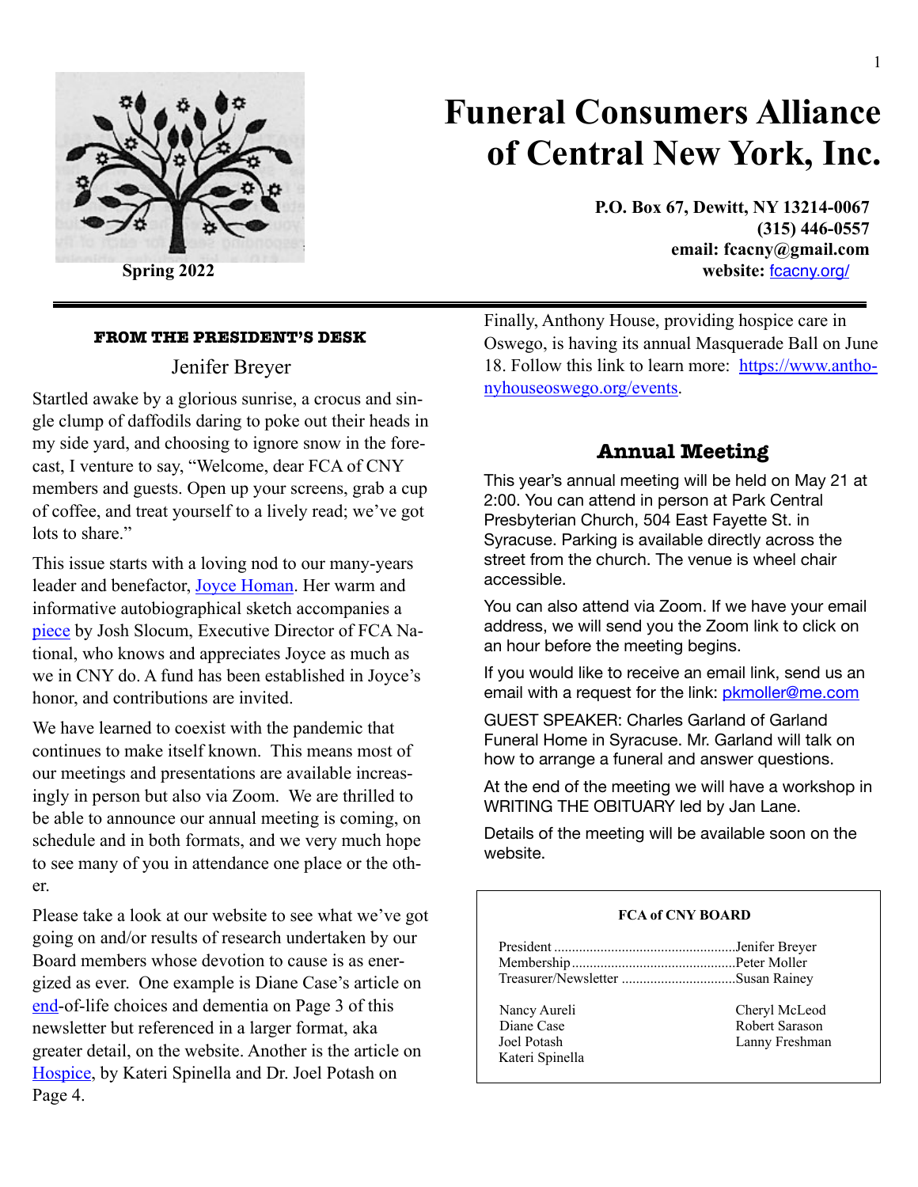# Funeral Consumers Alliance of Central New York, Inc.

Spring 2022

**P.O. Box 67, Dewitt, NY 13214-0067**
**(315) 446-0557**
**email: fcacny@gmail.com**
**website: fcacny.org/**

## FROM THE PRESIDENT'S DESK

Jenifer Breyer

Startled awake by a glorious sunrise, a crocus and single clump of daffodils daring to poke out their heads in my side yard, and choosing to ignore snow in the forecast, I venture to say, "Welcome, dear FCA of CNY members and guests. Open up your screens, grab a cup of coffee, and treat yourself to a lively read; we've got lots to share."

This issue starts with a loving nod to our many-years leader and benefactor, Joyce Homan. Her warm and informative autobiographical sketch accompanies a piece by Josh Slocum, Executive Director of FCA National, who knows and appreciates Joyce as much as we in CNY do. A fund has been established in Joyce's honor, and contributions are invited.

We have learned to coexist with the pandemic that continues to make itself known. This means most of our meetings and presentations are available increasingly in person but also via Zoom. We are thrilled to be able to announce our annual meeting is coming, on schedule and in both formats, and we very much hope to see many of you in attendance one place or the other.

Please take a look at our website to see what we've got going on and/or results of research undertaken by our Board members whose devotion to cause is as energized as ever. One example is Diane Case's article on end-of-life choices and dementia on Page 3 of this newsletter but referenced in a larger format, aka greater detail, on the website. Another is the article on Hospice, by Kateri Spinella and Dr. Joel Potash on Page 4.

Finally, Anthony House, providing hospice care in Oswego, is having its annual Masquerade Ball on June 18. Follow this link to learn more: https://www.anthonyhouseoswego.org/events.

## Annual Meeting

This year's annual meeting will be held on May 21 at 2:00. You can attend in person at Park Central Presbyterian Church, 504 East Fayette St. in Syracuse. Parking is available directly across the street from the church. The venue is wheel chair accessible.

You can also attend via Zoom. If we have your email address, we will send you the Zoom link to click on an hour before the meeting begins.

If you would like to receive an email link, send us an email with a request for the link: pkmoller@me.com

GUEST SPEAKER: Charles Garland of Garland Funeral Home in Syracuse. Mr. Garland will talk on how to arrange a funeral and answer questions.

At the end of the meeting we will have a workshop in WRITING THE OBITUARY led by Jan Lane.

Details of the meeting will be available soon on the website.

**FCA of CNY BOARD**

President ........................................ Jenifer Breyer
Membership .................................... Peter Moller
Treasurer/Newsletter ........................ Susan Rainey

Nancy Aureli
Diane Case
Joel Potash
Kateri Spinella
Cheryl McLeod
Robert Sarason
Lanny Freshman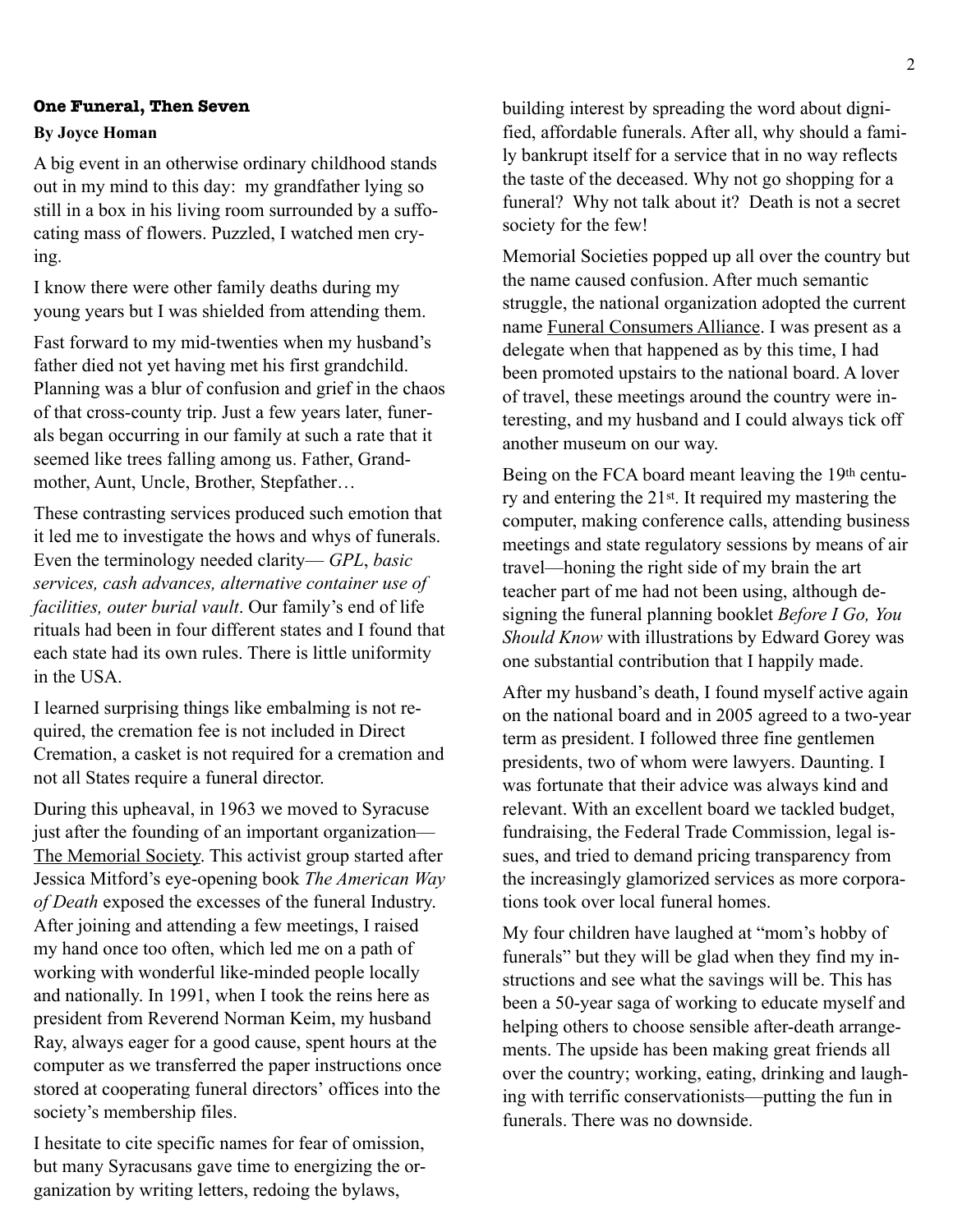## One Funeral, Then Seven

**By Joyce Homan**

A big event in an otherwise ordinary childhood stands out in my mind to this day: my grandfather lying so still in a box in his living room surrounded by a suffocating mass of flowers. Puzzled, I watched men crying.

I know there were other family deaths during my young years but I was shielded from attending them.

Fast forward to my mid-twenties when my husband's father died not yet having met his first grandchild. Planning was a blur of confusion and grief in the chaos of that cross-county trip. Just a few years later, funerals began occurring in our family at such a rate that it seemed like trees falling among us. Father, Grandmother, Aunt, Uncle, Brother, Stepfather…

These contrasting services produced such emotion that it led me to investigate the hows and whys of funerals. Even the terminology needed clarity— *GPL*, *basic services, cash advances, alternative container use of facilities, outer burial vault*. Our family's end of life rituals had been in four different states and I found that each state had its own rules. There is little uniformity in the USA.

I learned surprising things like embalming is not required, the cremation fee is not included in Direct Cremation, a casket is not required for a cremation and not all States require a funeral director.

During this upheaval, in 1963 we moved to Syracuse just after the founding of an important organization— The Memorial Society. This activist group started after Jessica Mitford's eye-opening book *The American Way of Death* exposed the excesses of the funeral Industry. After joining and attending a few meetings, I raised my hand once too often, which led me on a path of working with wonderful like-minded people locally and nationally. In 1991, when I took the reins here as president from Reverend Norman Keim, my husband Ray, always eager for a good cause, spent hours at the computer as we transferred the paper instructions once stored at cooperating funeral directors' offices into the society's membership files.

I hesitate to cite specific names for fear of omission, but many Syracusans gave time to energizing the organization by writing letters, redoing the bylaws, building interest by spreading the word about dignified, affordable funerals. After all, why should a family bankrupt itself for a service that in no way reflects the taste of the deceased. Why not go shopping for a funeral? Why not talk about it? Death is not a secret society for the few!

Memorial Societies popped up all over the country but the name caused confusion. After much semantic struggle, the national organization adopted the current name Funeral Consumers Alliance. I was present as a delegate when that happened as by this time, I had been promoted upstairs to the national board. A lover of travel, these meetings around the country were interesting, and my husband and I could always tick off another museum on our way.

Being on the FCA board meant leaving the 19th century and entering the 21st. It required my mastering the computer, making conference calls, attending business meetings and state regulatory sessions by means of air travel—honing the right side of my brain the art teacher part of me had not been using, although designing the funeral planning booklet *Before I Go, You Should Know* with illustrations by Edward Gorey was one substantial contribution that I happily made.

After my husband's death, I found myself active again on the national board and in 2005 agreed to a two-year term as president. I followed three fine gentlemen presidents, two of whom were lawyers. Daunting. I was fortunate that their advice was always kind and relevant. With an excellent board we tackled budget, fundraising, the Federal Trade Commission, legal issues, and tried to demand pricing transparency from the increasingly glamorized services as more corporations took over local funeral homes.

My four children have laughed at "mom's hobby of funerals" but they will be glad when they find my instructions and see what the savings will be. This has been a 50-year saga of working to educate myself and helping others to choose sensible after-death arrangements. The upside has been making great friends all over the country; working, eating, drinking and laughing with terrific conservationists—putting the fun in funerals. There was no downside.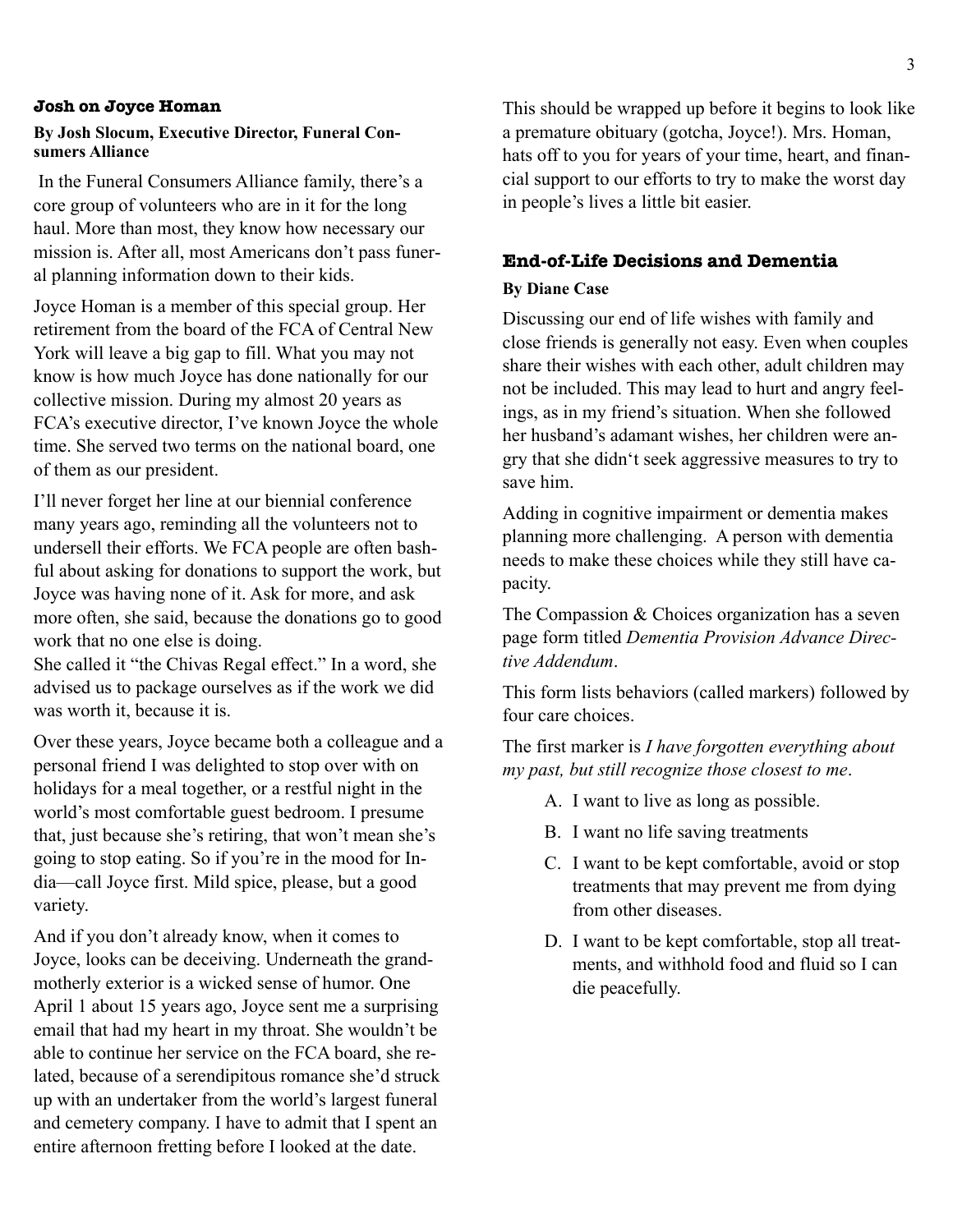### Josh on Joyce Homan

**By Josh Slocum, Executive Director, Funeral Consumers Alliance**

In the Funeral Consumers Alliance family, there's a core group of volunteers who are in it for the long haul. More than most, they know how necessary our mission is. After all, most Americans don't pass funeral planning information down to their kids.

Joyce Homan is a member of this special group. Her retirement from the board of the FCA of Central New York will leave a big gap to fill. What you may not know is how much Joyce has done nationally for our collective mission. During my almost 20 years as FCA's executive director, I've known Joyce the whole time. She served two terms on the national board, one of them as our president.

I'll never forget her line at our biennial conference many years ago, reminding all the volunteers not to undersell their efforts. We FCA people are often bashful about asking for donations to support the work, but Joyce was having none of it. Ask for more, and ask more often, she said, because the donations go to good work that no one else is doing.
She called it "the Chivas Regal effect." In a word, she advised us to package ourselves as if the work we did was worth it, because it is.

Over these years, Joyce became both a colleague and a personal friend I was delighted to stop over with on holidays for a meal together, or a restful night in the world's most comfortable guest bedroom. I presume that, just because she's retiring, that won't mean she's going to stop eating. So if you're in the mood for India—call Joyce first. Mild spice, please, but a good variety.

And if you don't already know, when it comes to Joyce, looks can be deceiving. Underneath the grandmotherly exterior is a wicked sense of humor. One April 1 about 15 years ago, Joyce sent me a surprising email that had my heart in my throat. She wouldn't be able to continue her service on the FCA board, she related, because of a serendipitous romance she'd struck up with an undertaker from the world's largest funeral and cemetery company. I have to admit that I spent an entire afternoon fretting before I looked at the date.

This should be wrapped up before it begins to look like a premature obituary (gotcha, Joyce!). Mrs. Homan, hats off to you for years of your time, heart, and financial support to our efforts to try to make the worst day in people's lives a little bit easier.

### End-of-Life Decisions and Dementia

**By Diane Case**

Discussing our end of life wishes with family and close friends is generally not easy. Even when couples share their wishes with each other, adult children may not be included. This may lead to hurt and angry feelings, as in my friend's situation. When she followed her husband's adamant wishes, her children were angry that she didn't seek aggressive measures to try to save him.

Adding in cognitive impairment or dementia makes planning more challenging. A person with dementia needs to make these choices while they still have capacity.

The Compassion & Choices organization has a seven page form titled *Dementia Provision Advance Directive Addendum*.

This form lists behaviors (called markers) followed by four care choices.

The first marker is *I have forgotten everything about my past, but still recognize those closest to me*.

A. I want to live as long as possible.
B. I want no life saving treatments
C. I want to be kept comfortable, avoid or stop treatments that may prevent me from dying from other diseases.
D. I want to be kept comfortable, stop all treatments, and withhold food and fluid so I can die peacefully.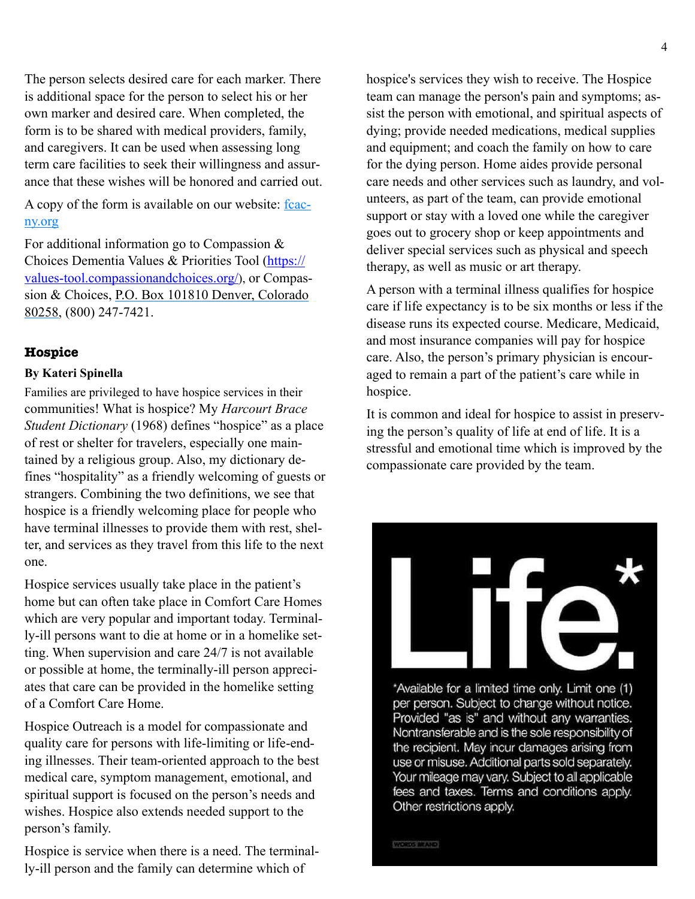The person selects desired care for each marker. There is additional space for the person to select his or her own marker and desired care. When completed, the form is to be shared with medical providers, family, and caregivers. It can be used when assessing long term care facilities to seek their willingness and assurance that these wishes will be honored and carried out.

A copy of the form is available on our website: [fcac-ny.org](http://fcac-ny.org)

For additional information go to Compassion & Choices Dementia Values & Priorities Tool ([https://values-tool.compassionandchoices.org/](https://values-tool.compassionandchoices.org/)), or Compassion & Choices, P.O. Box 101810 Denver, Colorado 80258, (800) 247-7421.

## Hospice

**By Kateri Spinella**

Families are privileged to have hospice services in their communities! What is hospice? My *Harcourt Brace Student Dictionary* (1968) defines "hospice" as a place of rest or shelter for travelers, especially one maintained by a religious group. Also, my dictionary defines "hospitality" as a friendly welcoming of guests or strangers. Combining the two definitions, we see that hospice is a friendly welcoming place for people who have terminal illnesses to provide them with rest, shelter, and services as they travel from this life to the next one.

Hospice services usually take place in the patient's home but can often take place in Comfort Care Homes which are very popular and important today. Terminally-ill persons want to die at home or in a homelike setting. When supervision and care 24/7 is not available or possible at home, the terminally-ill person appreciates that care can be provided in the homelike setting of a Comfort Care Home.

Hospice Outreach is a model for compassionate and quality care for persons with life-limiting or life-ending illnesses. Their team-oriented approach to the best medical care, symptom management, emotional, and spiritual support is focused on the person's needs and wishes. Hospice also extends needed support to the person's family.

Hospice is service when there is a need. The terminally-ill person and the family can determine which of hospice's services they wish to receive. The Hospice team can manage the person's pain and symptoms; assist the person with emotional, and spiritual aspects of dying; provide needed medications, medical supplies and equipment; and coach the family on how to care for the dying person. Home aides provide personal care needs and other services such as laundry, and volunteers, as part of the team, can provide emotional support or stay with a loved one while the caregiver goes out to grocery shop or keep appointments and deliver special services such as physical and speech therapy, as well as music or art therapy.

A person with a terminal illness qualifies for hospice care if life expectancy is to be six months or less if the disease runs its expected course. Medicare, Medicaid, and most insurance companies will pay for hospice care. Also, the person's primary physician is encouraged to remain a part of the patient's care while in hospice.

It is common and ideal for hospice to assist in preserving the person's quality of life at end of life. It is a stressful and emotional time which is improved by the compassionate care provided by the team.

**Life.***

*Available for a limited time only. Limit one (1) per person. Subject to change without notice. Provided "as is" and without any warranties. Nontransferable and is the sole responsibility of the recipient. May incur damages arising from use or misuse. Additional parts sold separately. Your mileage may vary. Subject to all applicable fees and taxes. Terms and conditions apply. Other restrictions apply.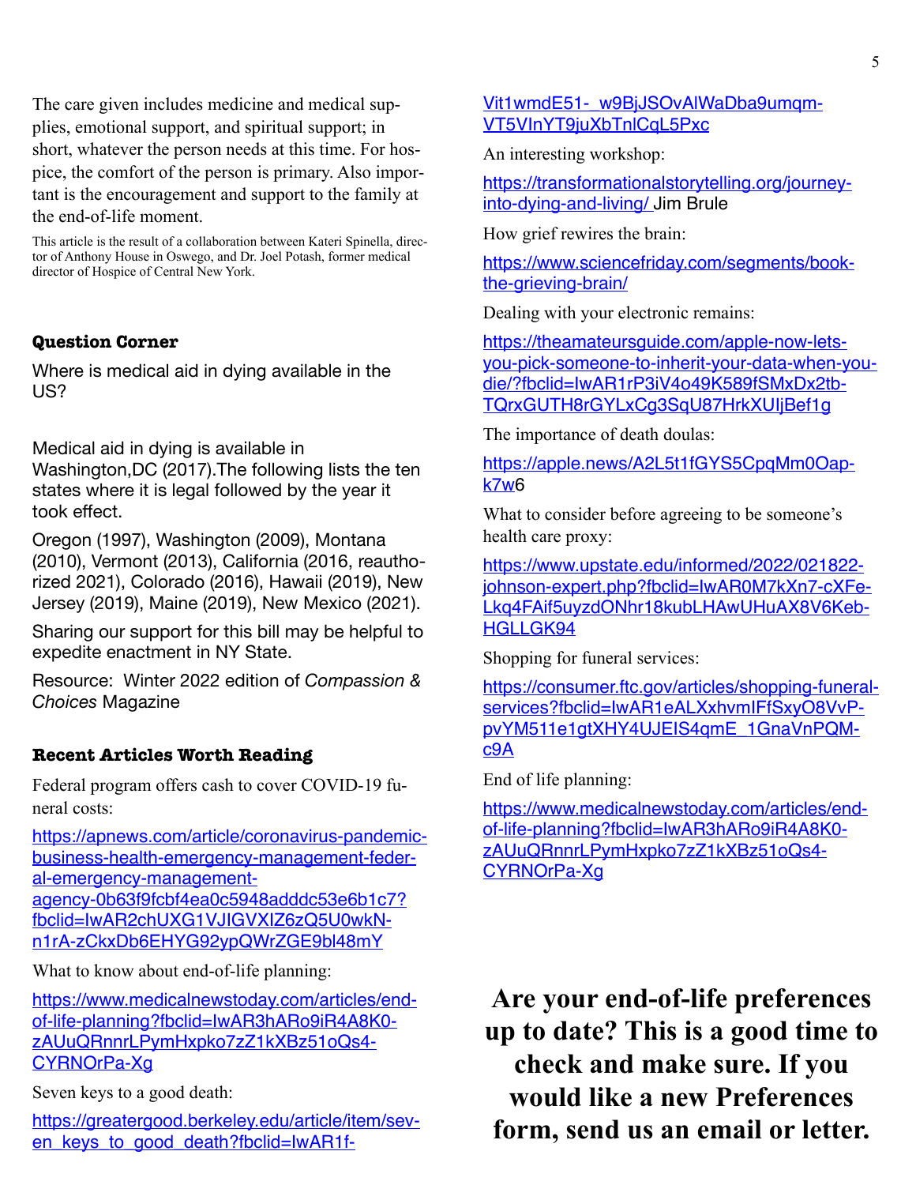The care given includes medicine and medical supplies, emotional support, and spiritual support; in short, whatever the person needs at this time. For hospice, the comfort of the person is primary. Also important is the encouragement and support to the family at the end-of-life moment.

This article is the result of a collaboration between Kateri Spinella, director of Anthony House in Oswego, and Dr. Joel Potash, former medical director of Hospice of Central New York.

### Question Corner

Where is medical aid in dying available in the US?

Medical aid in dying is available in Washington,DC (2017).The following lists the ten states where it is legal followed by the year it took effect.

Oregon (1997), Washington (2009), Montana (2010), Vermont (2013), California (2016, reauthorized 2021), Colorado (2016), Hawaii (2019), New Jersey (2019), Maine (2019), New Mexico (2021).

Sharing our support for this bill may be helpful to expedite enactment in NY State.

Resource: Winter 2022 edition of *Compassion & Choices* Magazine

### Recent Articles Worth Reading

Federal program offers cash to cover COVID-19 funeral costs:

https://apnews.com/article/coronavirus-pandemic-business-health-emergency-management-federal-emergency-management-agency-0b63f9fcbf4ea0c5948adddc53e6b1c7?fbclid=IwAR2chUXG1VJIGVXIZ6zQ5U0wkN-n1rA-zCkxDb6EHYG92ypQWrZGE9bl48mY

What to know about end-of-life planning:

https://www.medicalnewstoday.com/articles/end-of-life-planning?fbclid=IwAR3hARo9iR4A8K0-zAUuQRnnrLPymHxpko7zZ1kXBz51oQs4-CYRNOrPa-Xg

Seven keys to a good death:

https://greatergood.berkeley.edu/article/item/seven_keys_to_good_death?fbclid=IwAR1f-Vit1wmdE51-_w9BjJSOvAlWaDba9umqm-VT5VInYT9juXbTnlCqL5Pxc

An interesting workshop:

https://transformationalstorytelling.org/journey-into-dying-and-living/ Jim Brule

How grief rewires the brain:

https://www.sciencefriday.com/segments/book-the-grieving-brain/

Dealing with your electronic remains:

https://theamateursguide.com/apple-now-lets-you-pick-someone-to-inherit-your-data-when-you-die/?fbclid=IwAR1rP3iV4o49K589fSMxDx2tb-TQrxGUTH8rGYLxCg3SqU87HrkXUIjBef1g

The importance of death doulas:

https://apple.news/A2L5t1fGYS5CpqMm0Oap-k7w6

What to consider before agreeing to be someone's health care proxy:

https://www.upstate.edu/informed/2022/021822-johnson-expert.php?fbclid=IwAR0M7kXn7-cXFe-Lkq4FAif5uyzdONhr18kubLHAwUHuAX8V6Keb-HGLLGK94

Shopping for funeral services:

https://consumer.ftc.gov/articles/shopping-funeral-services?fbclid=IwAR1eALXxhvmIFfSxyO8VvP-pvYM511e1gtXHY4UJEIS4qmE_1GnaVnPQM-c9A

End of life planning:

https://www.medicalnewstoday.com/articles/end-of-life-planning?fbclid=IwAR3hARo9iR4A8K0-zAUuQRnnrLPymHxpko7zZ1kXBz51oQs4-CYRNOrPa-Xg

**Are your end-of-life preferences up to date? This is a good time to check and make sure. If you would like a new Preferences form, send us an email or letter.**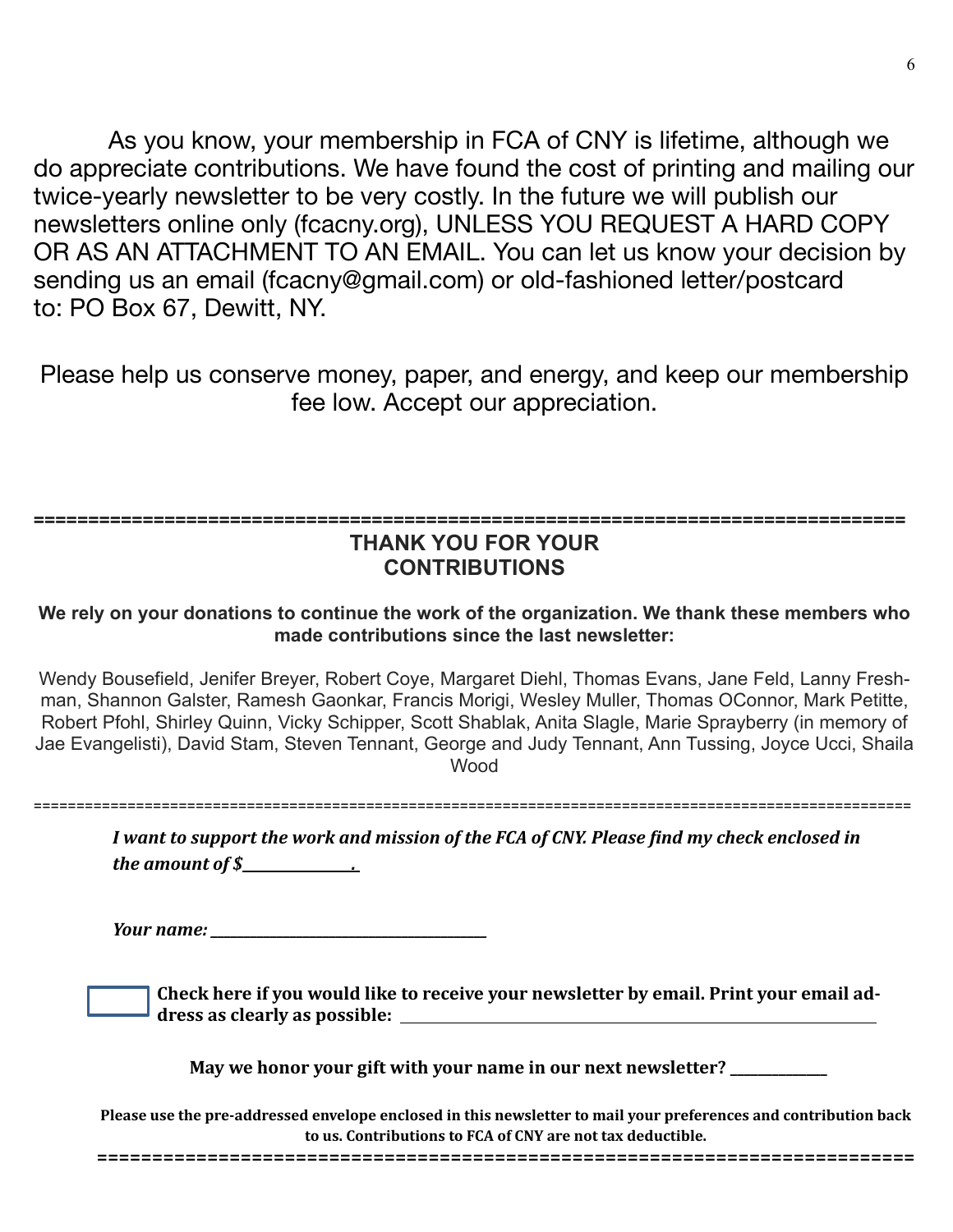As you know, your membership in FCA of CNY is lifetime, although we do appreciate contributions. We have found the cost of printing and mailing our twice-yearly newsletter to be very costly. In the future we will publish our newsletters online only (fcacny.org), UNLESS YOU REQUEST A HARD COPY OR AS AN ATTACHMENT TO AN EMAIL. You can let us know your decision by sending us an email (fcacny@gmail.com) or old-fashioned letter/postcard to: PO Box 67, Dewitt, NY.

Please help us conserve money, paper, and energy, and keep our membership fee low. Accept our appreciation.

================================================================================

## THANK YOU FOR YOUR CONTRIBUTIONS

**We rely on your donations to continue the work of the organization. We thank these members who made contributions since the last newsletter:**

Wendy Bousefield, Jenifer Breyer, Robert Coye, Margaret Diehl, Thomas Evans, Jane Feld, Lanny Freshman, Shannon Galster, Ramesh Gaonkar, Francis Morigi, Wesley Muller, Thomas OConnor, Mark Petitte, Robert Pfohl, Shirley Quinn, Vicky Schipper, Scott Shablak, Anita Slagle, Marie Sprayberry (in memory of Jae Evangelisti), David Stam, Steven Tennant, George and Judy Tennant, Ann Tussing, Joyce Ucci, Shaila Wood

================================================================================

***I want to support the work and mission of the FCA of CNY. Please find my check enclosed in the amount of $\_\_\_\_\_\_\_\_\_\_\_\_\_\_\_.***

***Your name: \_\_\_\_\_\_\_\_\_\_\_\_\_\_\_\_\_\_\_\_\_\_\_\_\_\_\_\_\_\_\_\_\_\_\_\_***

☐ **Check here if you would like to receive your newsletter by email. Print your email address as clearly as possible: \_\_\_\_\_\_\_\_\_\_\_\_\_\_\_\_\_\_\_\_\_\_\_\_\_\_\_\_\_\_\_\_\_\_\_\_\_\_\_\_**

**May we honor your gift with your name in our next newsletter? \_\_\_\_\_\_\_\_\_\_\_\_\_**

**Please use the pre-addressed envelope enclosed in this newsletter to mail your preferences and contribution back to us. Contributions to FCA of CNY are not tax deductible.**

================================================================================